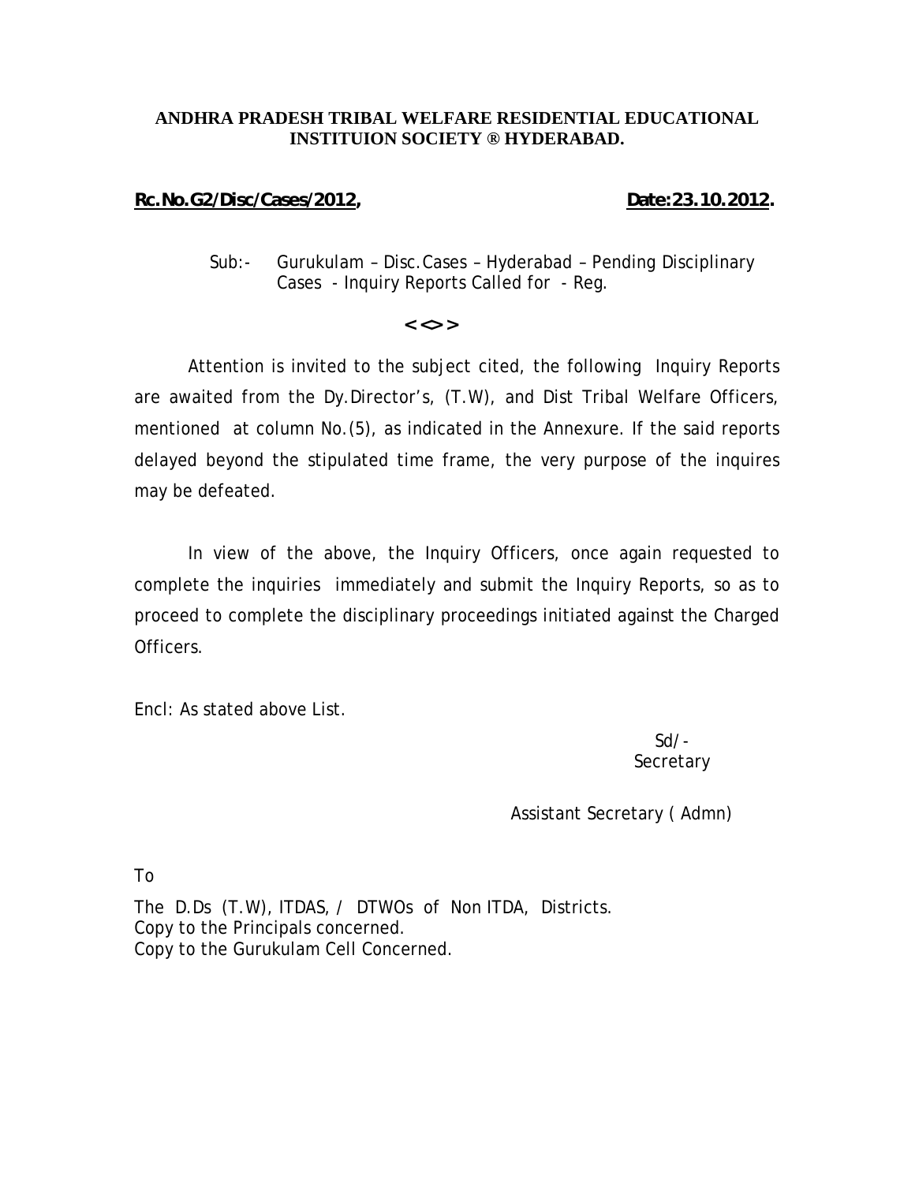**ANDHRA PRADESH TRIBAL WELFARE RESIDENTIAL EDUCATIONAL INSTITUION SOCIETY ® HYDERABAD.**

**Rc.No.G2/Disc/Cases/2012,** **Date:23.10.2012.**

Sub:- Gurukulam – Disc.Cases – Hyderabad – Pending Disciplinary Cases - Inquiry Reports Called for - Reg.

**<<>>**

Attention is invited to the subject cited, the following Inquiry Reports are awaited from the Dy.Director's, (T.W), and Dist Tribal Welfare Officers, mentioned at column No.(5), as indicated in the Annexure. If the said reports delayed beyond the stipulated time frame, the very purpose of the inquires may be defeated.

In view of the above, the Inquiry Officers, once again requested to complete the inquiries immediately and submit the Inquiry Reports, so as to proceed to complete the disciplinary proceedings initiated against the Charged Officers.

Encl: As stated above List.

Sd/-
Secretary

Assistant Secretary ( Admn)

To

The D.Ds (T.W), ITDAS, / DTWOs of Non ITDA, Districts.
Copy to the Principals concerned.
Copy to the Gurukulam Cell Concerned.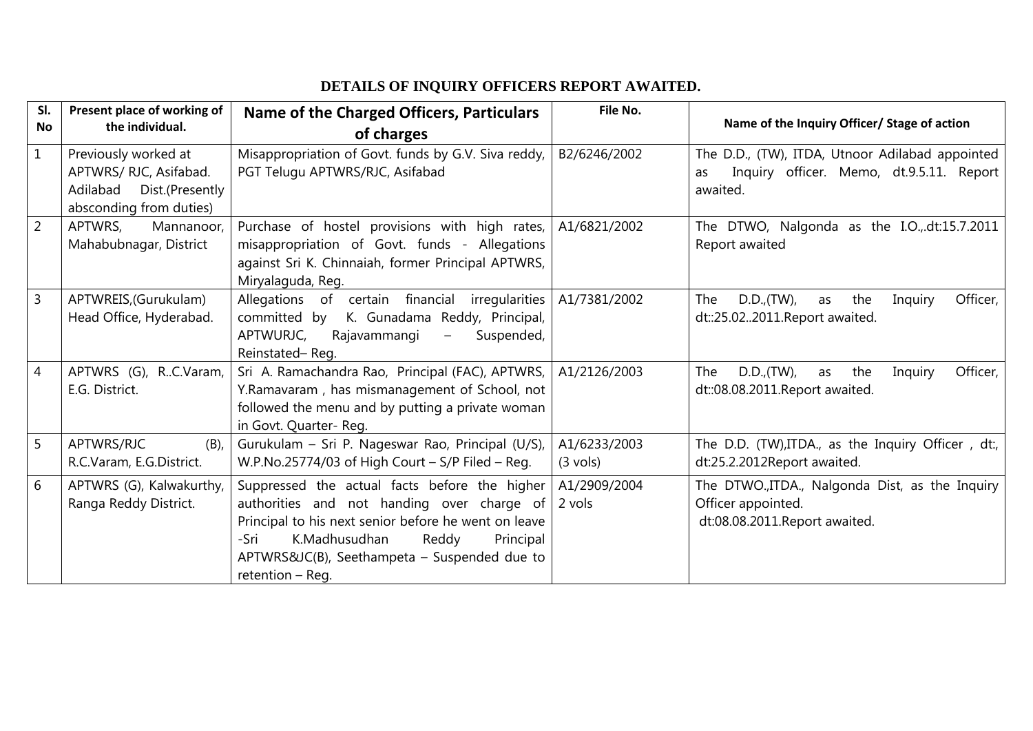# DETAILS OF INQUIRY OFFICERS REPORT AWAITED.

| Sl. No | Present place of working of the individual. | Name of the Charged Officers, Particulars of charges | File No. | Name of the Inquiry Officer/ Stage of action |
|---|---|---|---|---|
| 1 | Previously worked at APTWRS/ RJC, Asifabad. Adilabad Dist.(Presently absconding from duties) | Misappropriation of Govt. funds by G.V. Siva reddy, PGT Telugu APTWRS/RJC, Asifabad | B2/6246/2002 | The D.D., (TW), ITDA, Utnoor Adilabad appointed as Inquiry officer. Memo, dt.9.5.11. Report awaited. |
| 2 | APTWRS, Mannanoor, Mahabubnagar, District | Purchase of hostel provisions with high rates, misappropriation of Govt. funds - Allegations against Sri K. Chinnaiah, former Principal APTWRS, Miryalaguda, Reg. | A1/6821/2002 | The DTWO, Nalgonda as the I.O.,.dt:15.7.2011 Report awaited |
| 3 | APTWREIS,(Gurukulam) Head Office, Hyderabad. | Allegations of certain financial irregularities committed by K. Gunadama Reddy, Principal, APTWURJC, Rajavammangi – Suspended, Reinstated– Reg. | A1/7381/2002 | The D.D.,(TW), as the Inquiry Officer, dt::25.02..2011.Report awaited. |
| 4 | APTWRS (G), R..C.Varam, E.G. District. | Sri A. Ramachandra Rao, Principal (FAC), APTWRS, Y.Ramavaram , has mismanagement of School, not followed the menu and by putting a private woman in Govt. Quarter- Reg. | A1/2126/2003 | The D.D.,(TW), as the Inquiry Officer, dt::08.08.2011.Report awaited. |
| 5 | APTWRS/RJC (B), R.C.Varam, E.G.District. | Gurukulam – Sri P. Nageswar Rao, Principal (U/S), W.P.No.25774/03 of High Court – S/P Filed – Reg. | A1/6233/2003 (3 vols) | The D.D. (TW),ITDA., as the Inquiry Officer , dt:, dt:25.2.2012Report awaited. |
| 6 | APTWRS (G), Kalwakurthy, Ranga Reddy District. | Suppressed the actual facts before the higher authorities and not handing over charge of Principal to his next senior before he went on leave -Sri K.Madhusudhan Reddy Principal APTWRS&JC(B), Seethampeta – Suspended due to retention – Reg. | A1/2909/2004 2 vols | The DTWO.,ITDA., Nalgonda Dist, as the Inquiry Officer appointed. dt:08.08.2011.Report awaited. |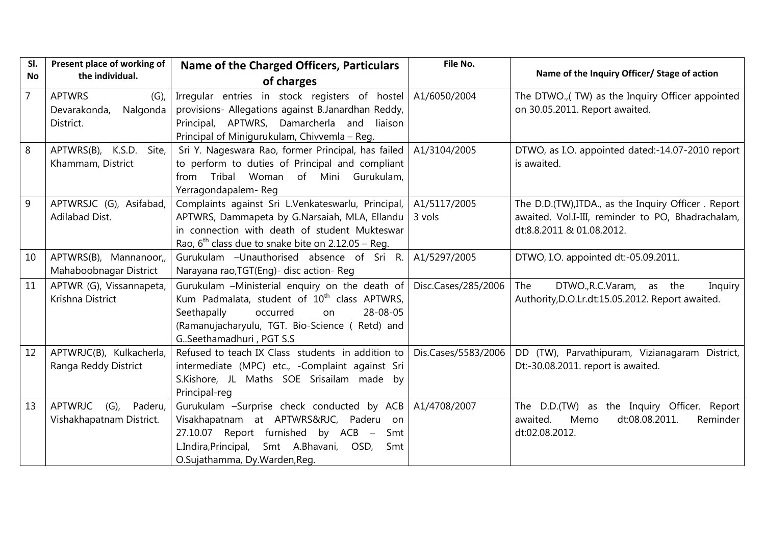| Sl. No | Present place of working of the individual. | Name of the Charged Officers, Particulars of charges | File No. | Name of the Inquiry Officer/ Stage of action |
|---|---|---|---|---|
| 7 | APTWRS (G), Devarakonda, Nalgonda District. | Irregular entries in stock registers of hostel provisions- Allegations against B.Janardhan Reddy, Principal, APTWRS, Damarcherla and liaison Principal of Minigurukulam, Chivvemla – Reg. | A1/6050/2004 | The DTWO.,( TW) as the Inquiry Officer appointed on 30.05.2011. Report awaited. |
| 8 | APTWRS(B), K.S.D. Site, Khammam, District | Sri Y. Nageswara Rao, former Principal, has failed to perform to duties of Principal and compliant from Tribal Woman of Mini Gurukulam, Yerragondapalem- Reg | A1/3104/2005 | DTWO, as I.O. appointed dated:-14.07-2010 report is awaited. |
| 9 | APTWRSJC (G), Asifabad, Adilabad Dist. | Complaints against Sri L.Venkateswarlu, Principal, APTWRS, Dammapeta by G.Narsaiah, MLA, Ellandu in connection with death of student Mukteswar Rao, 6th class due to snake bite on 2.12.05 – Reg. | A1/5117/2005 3 vols | The D.D.(TW),ITDA., as the Inquiry Officer . Report awaited. Vol.I-III, reminder to PO, Bhadrachalam, dt:8.8.2011 & 01.08.2012. |
| 10 | APTWRS(B), Mannanoor,, Mahaboobnagar District | Gurukulam –Unauthorised absence of Sri R. Narayana rao,TGT(Eng)- disc action- Reg | A1/5297/2005 | DTWO, I.O. appointed dt:-05.09.2011. |
| 11 | APTWR (G), Vissannapeta, Krishna District | Gurukulam –Ministerial enquiry on the death of Kum Padmalata, student of 10th class APTWRS, Seethapally occurred on 28-08-05 (Ramanujacharyulu, TGT. Bio-Science ( Retd) and G..Seethamadhuri , PGT S.S | Disc.Cases/285/2006 | The DTWO.,R.C.Varam, as the Inquiry Authority,D.O.Lr.dt:15.05.2012. Report awaited. |
| 12 | APTWRJC(B), Kulkacherla, Ranga Reddy District | Refused to teach IX Class students in addition to intermediate (MPC) etc., -Complaint against Sri S.Kishore, JL Maths SOE Srisailam made by Principal-reg | Dis.Cases/5583/2006 | DD (TW), Parvathipuram, Vizianagaram District, Dt:-30.08.2011. report is awaited. |
| 13 | APTWRJC (G), Paderu, Vishakhapatnam District. | Gurukulam –Surprise check conducted by ACB Visakhapatnam at APTWRS&RJC, Paderu on 27.10.07 Report furnished by ACB – Smt L.Indira,Principal, Smt A.Bhavani, OSD, Smt O.Sujathamma, Dy.Warden,Reg. | A1/4708/2007 | The D.D.(TW) as the Inquiry Officer. Report awaited. Memo dt:08.08.2011. Reminder dt:02.08.2012. |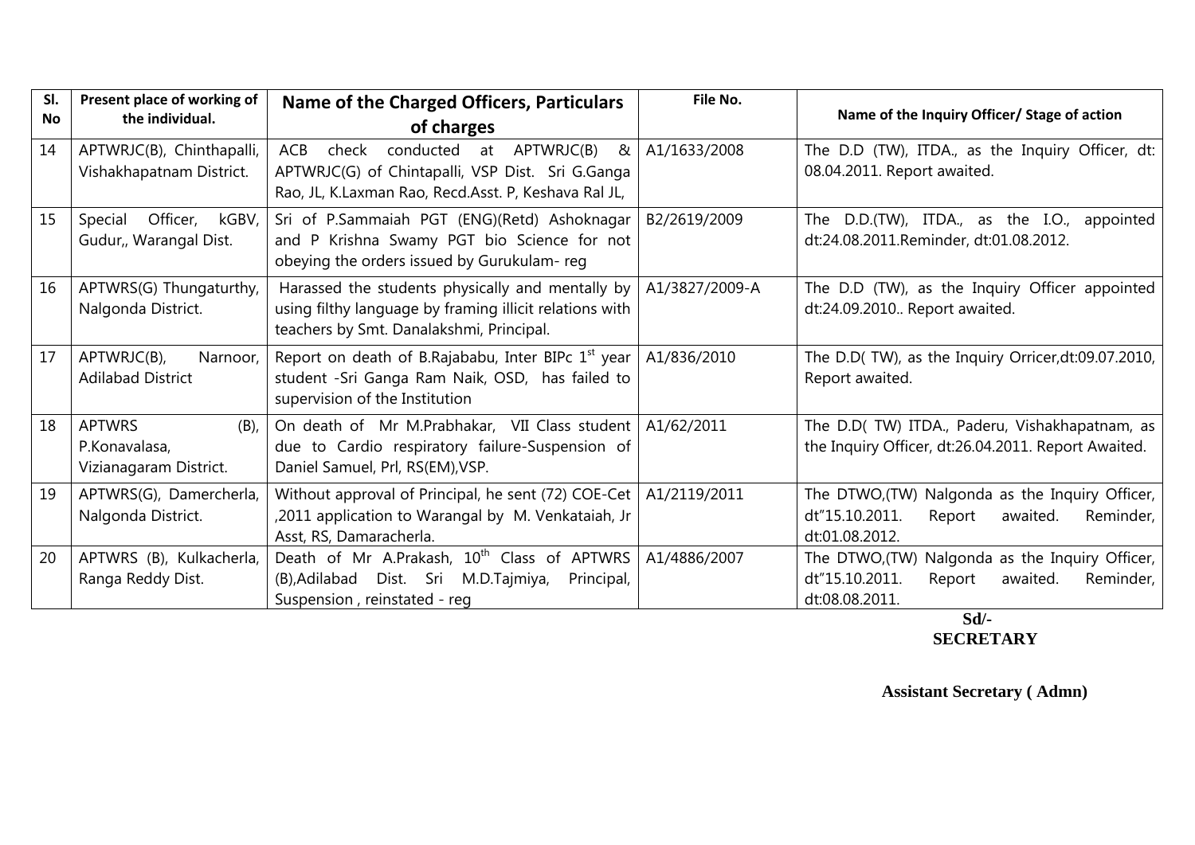| Sl. No | Present place of working of the individual. | Name of the Charged Officers, Particulars of charges | File No. | Name of the Inquiry Officer/ Stage of action |
|---|---|---|---|---|
| 14 | APTWRJC(B), Chinthapalli, Vishakhapatnam District. | ACB check conducted at APTWRJC(B) & APTWRJC(G) of Chintapalli, VSP Dist. Sri G.Ganga Rao, JL, K.Laxman Rao, Recd.Asst. P, Keshava Ral JL, | A1/1633/2008 | The D.D (TW), ITDA., as the Inquiry Officer, dt: 08.04.2011. Report awaited. |
| 15 | Special Officer, kGBV, Gudur,, Warangal Dist. | Sri of P.Sammaiah PGT (ENG)(Retd) Ashoknagar and P Krishna Swamy PGT bio Science for not obeying the orders issued by Gurukulam- reg | B2/2619/2009 | The D.D.(TW), ITDA., as the I.O., appointed dt:24.08.2011.Reminder, dt:01.08.2012. |
| 16 | APTWRS(G) Thungaturthy, Nalgonda District. | Harassed the students physically and mentally by using filthy language by framing illicit relations with teachers by Smt. Danalakshmi, Principal. | A1/3827/2009-A | The D.D (TW), as the Inquiry Officer appointed dt:24.09.2010.. Report awaited. |
| 17 | APTWRJC(B), Narnoor, Adilabad District | Report on death of B.Rajababu, Inter BIPc 1st year student -Sri Ganga Ram Naik, OSD, has failed to supervision of the Institution | A1/836/2010 | The D.D( TW), as the Inquiry Orricer,dt:09.07.2010, Report awaited. |
| 18 | APTWRS (B), P.Konavalasa, Vizianagaram District. | On death of Mr M.Prabhakar, VII Class student due to Cardio respiratory failure-Suspension of Daniel Samuel, Prl, RS(EM),VSP. | A1/62/2011 | The D.D( TW) ITDA., Paderu, Vishakhapatnam, as the Inquiry Officer, dt:26.04.2011. Report Awaited. |
| 19 | APTWRS(G), Damercherla, Nalgonda District. | Without approval of Principal, he sent (72) COE-Cet ,2011 application to Warangal by M. Venkataiah, Jr Asst, RS, Damaracherla. | A1/2119/2011 | The DTWO,(TW) Nalgonda as the Inquiry Officer, dt"15.10.2011. Report awaited. Reminder, dt:01.08.2012. |
| 20 | APTWRS (B), Kulkacherla, Ranga Reddy Dist. | Death of Mr A.Prakash, 10th Class of APTWRS (B),Adilabad Dist. Sri M.D.Tajmiya, Principal, Suspension , reinstated - reg | A1/4886/2007 | The DTWO,(TW) Nalgonda as the Inquiry Officer, dt"15.10.2011. Report awaited. Reminder, dt:08.08.2011. |

**Sd/-**
**SECRETARY**

**Assistant Secretary ( Admn)**